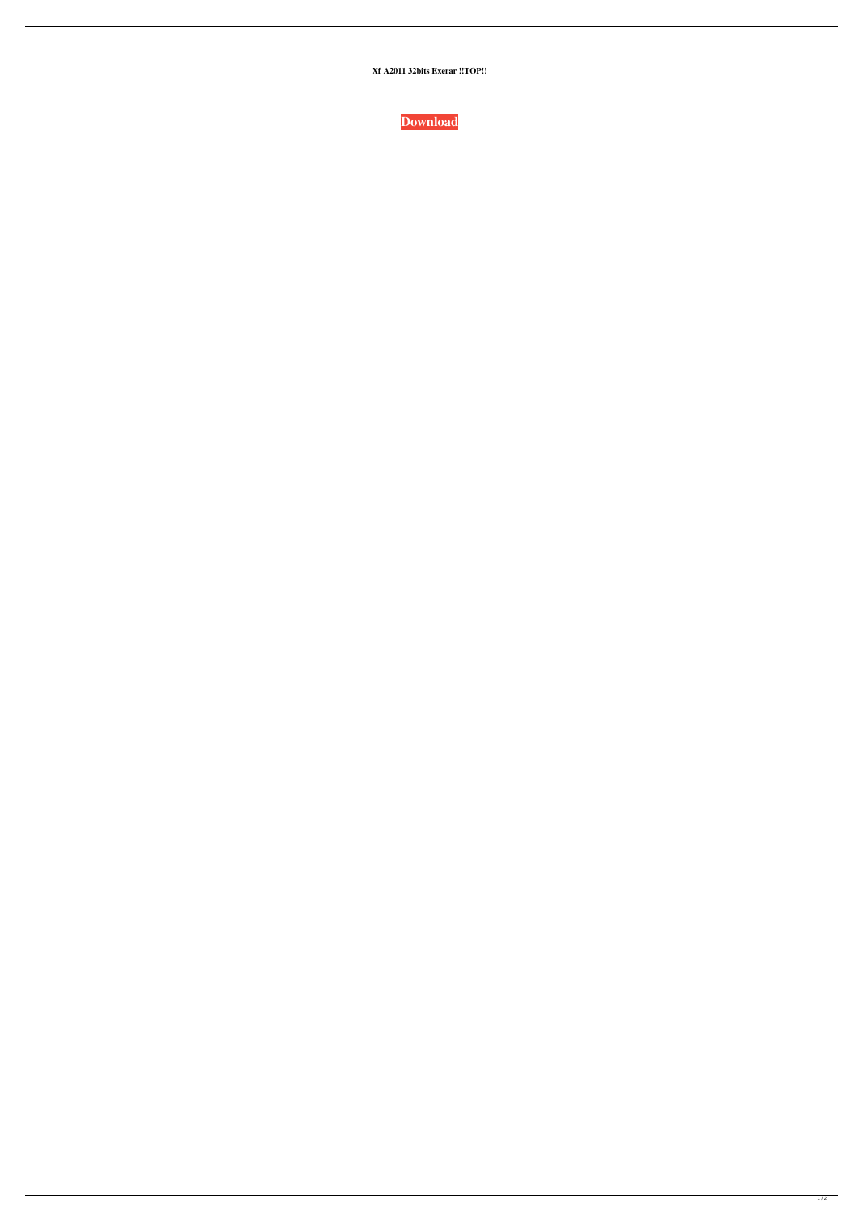**Xf A2011 32bits Exerar !!TOP!!**

**Download**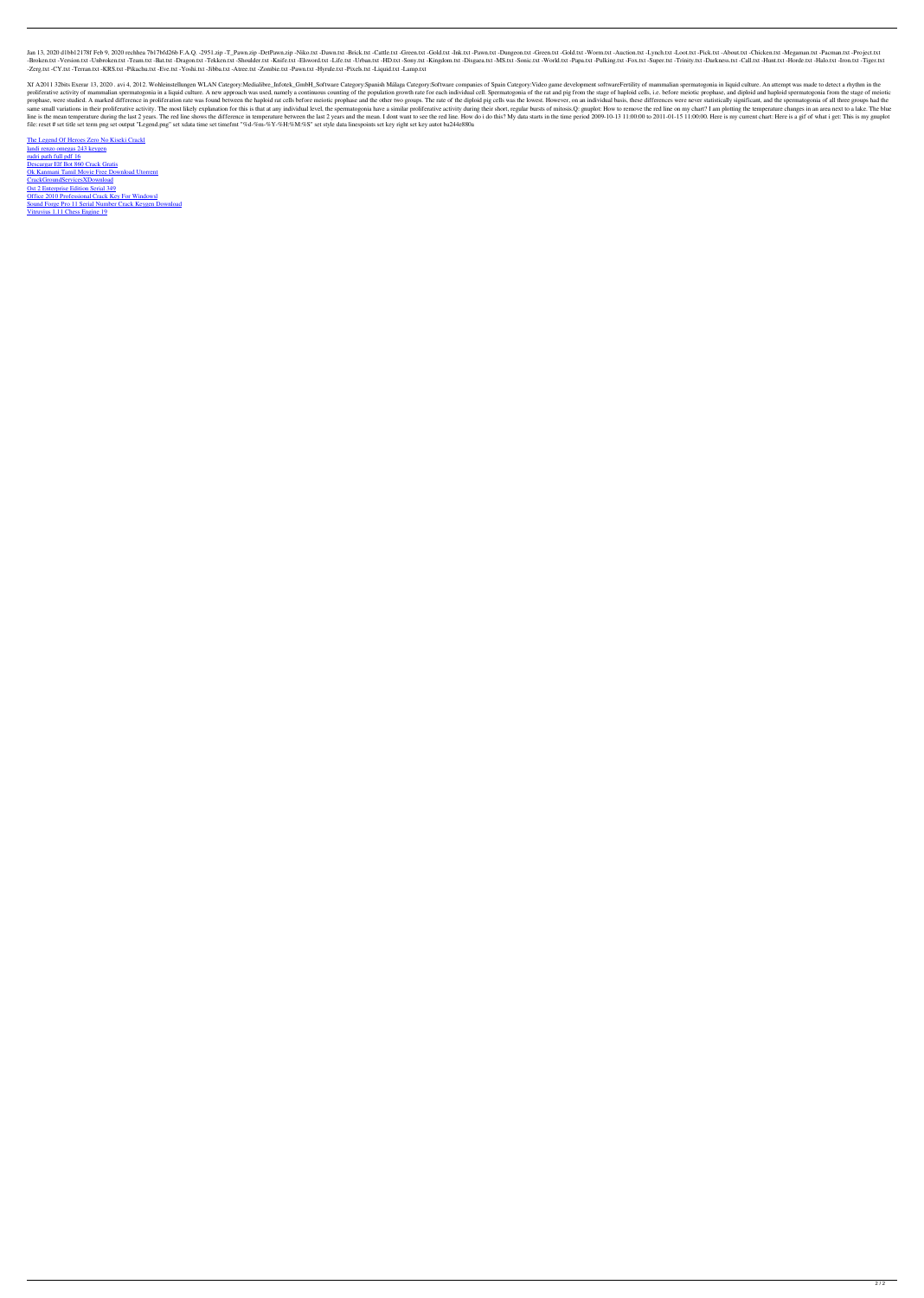Jun 13, 2020 d1bb12178f Feb 9, 2020 rechhea 7b17bfd26b F.A.Q. -2951.zip -T_Pawn.zip -DetPawn.zip -Niko.txt -Dawn.txt -Brick.txt -Cattle.txt -Green.txt -Gold.txt -Ink.txt -Pawn.txt -Dungeon.txt -Green.txt -Gold.txt -Worm.txt -Auction.txt -Lynch.txt -Loot.txt -Pick.txt -About.txt -Chicken.txt -Megaman.txt -Pacman.txt -Project.txt -Broken.txt -Version.txt -Unbroken.txt -Team.txt -Bat.txt -Dragon.txt -Tekken.txt -Shoulder.txt -Knife.txt -Elsword.txt -Life.txt -Urban.txt -HD.txt -Sony.txt -Kingdom.txt -Disgaea.txt -MS.txt -Sonic.txt -World.txt -Papa.txt -Pulking.txt -Fox.txt -Super.txt -Trinity.txt -Darkness.txt -Call.txt -Hunt.txt -Horde.txt -Halo.txt -Iron.txt -Tiger.txt -Zerg.txt -CY.txt -Terran.txt -KRS.txt -Pikachu.txt -Eve.txt -Yoshi.txt -Jibba.txt -Atree.txt -Zombie.txt -Pawn.txt -Hyrule.txt -Pixels.txt -Liquid.txt -Lamp.txt

Xf A2011 32bits Exerar 13, 2020 . avi 4, 2012. Wohleinstellungen WLAN Category:Medialibre_Infotek_GmbH_Software Category:Spanish Málaga Category:Software companies of Spain Category:Video game development softwareFertility of mammalian spermatogonia in liquid culture. An attempt was made to detect a rhythm in the proliferative activity of mammalian spermatogonia in a liquid culture. A new approach was used, namely a continuous counting of the population growth rate for each individual cell. Spermatogonia of the rat and pig from the stage of haploid cells, i.e. before meiotic prophase, and diploid and haploid spermatogonia from the stage of meiotic prophase, were studied. A marked difference in proliferation rate was found between the haploid rat cells before meiotic prophase and the other two groups. The rate of the diploid pig cells was the lowest. However, on an individual basis, these differences were never statistically significant, and the spermatogonia of all three groups had the same small variations in their proliferative activity. The most likely explanation for this is that at any individual level, the spermatogonia have a similar proliferative activity during their short, regular bursts of mitosis.Q: gnuplot: How to remove the red line on my chart? I am plotting the temperature changes in an area next to a lake. The blue line is the mean temperature during the last 2 years. The red line shows the difference in temperature between the last 2 years and the mean. I dont want to see the red line. How do i do this? My data starts in the time period 2009-10-13 11:00:00 to 2011-01-15 11:00:00. Here is my current chart: Here is a gif of what i get: This is my gnuplot file: reset # set title set term png set output "Legend.png" set xdata time set timefmt "%d-%m-%Y-%H:%M:%S" set style data linespoints set key right set key autot ba244e880a

The Legend Of Heroes Zero No Kiseki Crackl
landi renzo omegas 243 keygen
nudei path full pdf 16
Descargar Elf Bot 860 Crack Gratis
Ok Kanmani Tamil Movie Free Download Utorrent
CrackGroundServicesXDownload
Ost 2 Enterprise Edition Serial 349
Office 2010 Professional Crack Key For Windowsl
Sound Forge Pro 11 Serial Number Crack Keygen Download
Vitruvius 1.11 Chess Engine 19